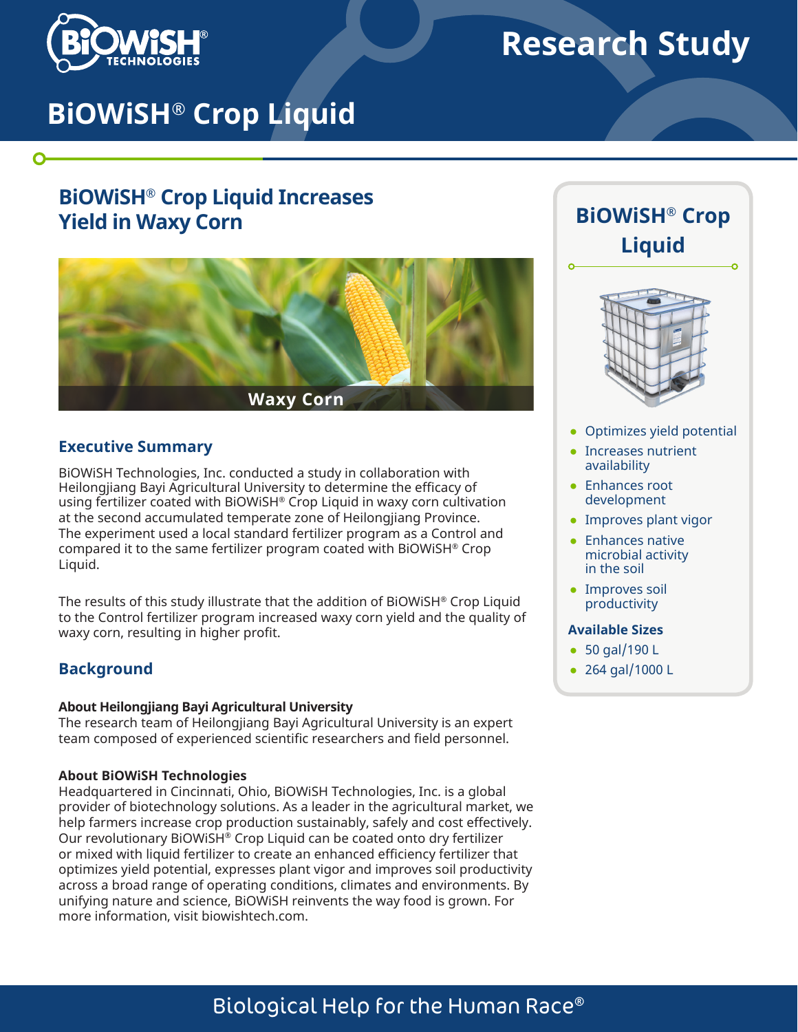# Research Study

# BiOWiSH® Crop Liquid

## BiOWiSH® Crop Liquid Increases Yield in Waxy Corn

Waxy Corn

### Executive Summary

BiOWiSH Technologies, Inc. conducted a study in collaboration with Heilongjiang Bayi Agricultural University to determine the efficacy of using fertilizer coated with BiOWiSH® Crop Liquid in waxy corn cultivation at the second accumulated temperate zone of Heilongjiang Province. The experiment used a local standard fertilizer program as a Control and compared it to the same fertilizer program coated with BiOWiSH® Crop Liquid.

The results of this study illustrate that the addition of BiOWiSH® Crop Liquid to the Control fertilizer program increased waxy corn yield and the quality of waxy corn, resulting in higher profit.

### Background

**About Heilongjiang Bayi Agricultural University**
The research team of Heilongjiang Bayi Agricultural University is an expert team composed of experienced scientific researchers and field personnel.

**About BiOWiSH Technologies**
Headquartered in Cincinnati, Ohio, BiOWiSH Technologies, Inc. is a global provider of biotechnology solutions. As a leader in the agricultural market, we help farmers increase crop production sustainably, safely and cost effectively. Our revolutionary BiOWiSH® Crop Liquid can be coated onto dry fertilizer or mixed with liquid fertilizer to create an enhanced efficiency fertilizer that optimizes yield potential, expresses plant vigor and improves soil productivity across a broad range of operating conditions, climates and environments. By unifying nature and science, BiOWiSH reinvents the way food is grown. For more information, visit biowishtech.com.

### BiOWiSH® Crop Liquid

- Optimizes yield potential
- Increases nutrient availability
- Enhances root development
- Improves plant vigor
- Enhances native microbial activity in the soil
- Improves soil productivity

**Available Sizes**

- 50 gal/190 L
- 264 gal/1000 L

Biological Help for the Human Race®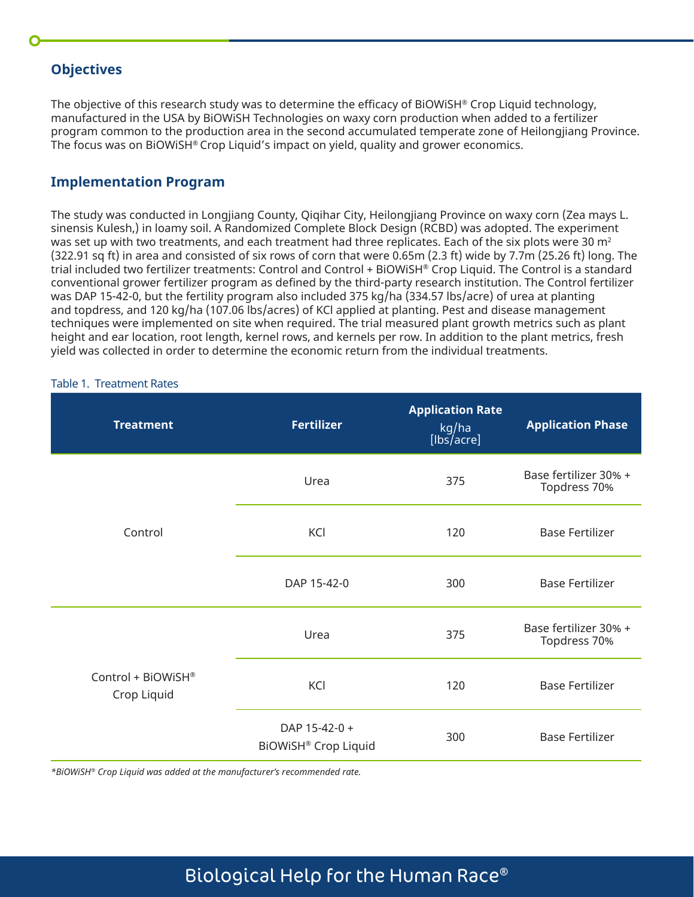## Objectives

The objective of this research study was to determine the efficacy of BiOWiSH® Crop Liquid technology, manufactured in the USA by BiOWiSH Technologies on waxy corn production when added to a fertilizer program common to the production area in the second accumulated temperate zone of Heilongjiang Province. The focus was on BiOWiSH® Crop Liquid's impact on yield, quality and grower economics.

## Implementation Program

The study was conducted in Longjiang County, Qiqihar City, Heilongjiang Province on waxy corn (Zea mays L. sinensis Kulesh,) in loamy soil. A Randomized Complete Block Design (RCBD) was adopted. The experiment was set up with two treatments, and each treatment had three replicates. Each of the six plots were 30 $m^2$ (322.91 sq ft) in area and consisted of six rows of corn that were 0.65m (2.3 ft) wide by 7.7m (25.26 ft) long. The trial included two fertilizer treatments: Control and Control + BiOWiSH® Crop Liquid. The Control is a standard conventional grower fertilizer program as defined by the third-party research institution. The Control fertilizer was DAP 15-42-0, but the fertility program also included 375 kg/ha (334.57 lbs/acre) of urea at planting and topdress, and 120 kg/ha (107.06 lbs/acres) of KCl applied at planting. Pest and disease management techniques were implemented on site when required. The trial measured plant growth metrics such as plant height and ear location, root length, kernel rows, and kernels per row. In addition to the plant metrics, fresh yield was collected in order to determine the economic return from the individual treatments.

Table 1. Treatment Rates

| Treatment | Fertilizer | Application Rate kg/ha [lbs/acre] | Application Phase |
|---|---|---|---|
| Control | Urea | 375 | Base fertilizer 30% + Topdress 70% |
| | KCl | 120 | Base Fertilizer |
| | DAP 15-42-0 | 300 | Base Fertilizer |
| Control + BiOWiSH® Crop Liquid | Urea | 375 | Base fertilizer 30% + Topdress 70% |
| | KCl | 120 | Base Fertilizer |
| | DAP 15-42-0 + BiOWiSH® Crop Liquid | 300 | Base Fertilizer |

*\*BiOWiSH® Crop Liquid was added at the manufacturer's recommended rate.*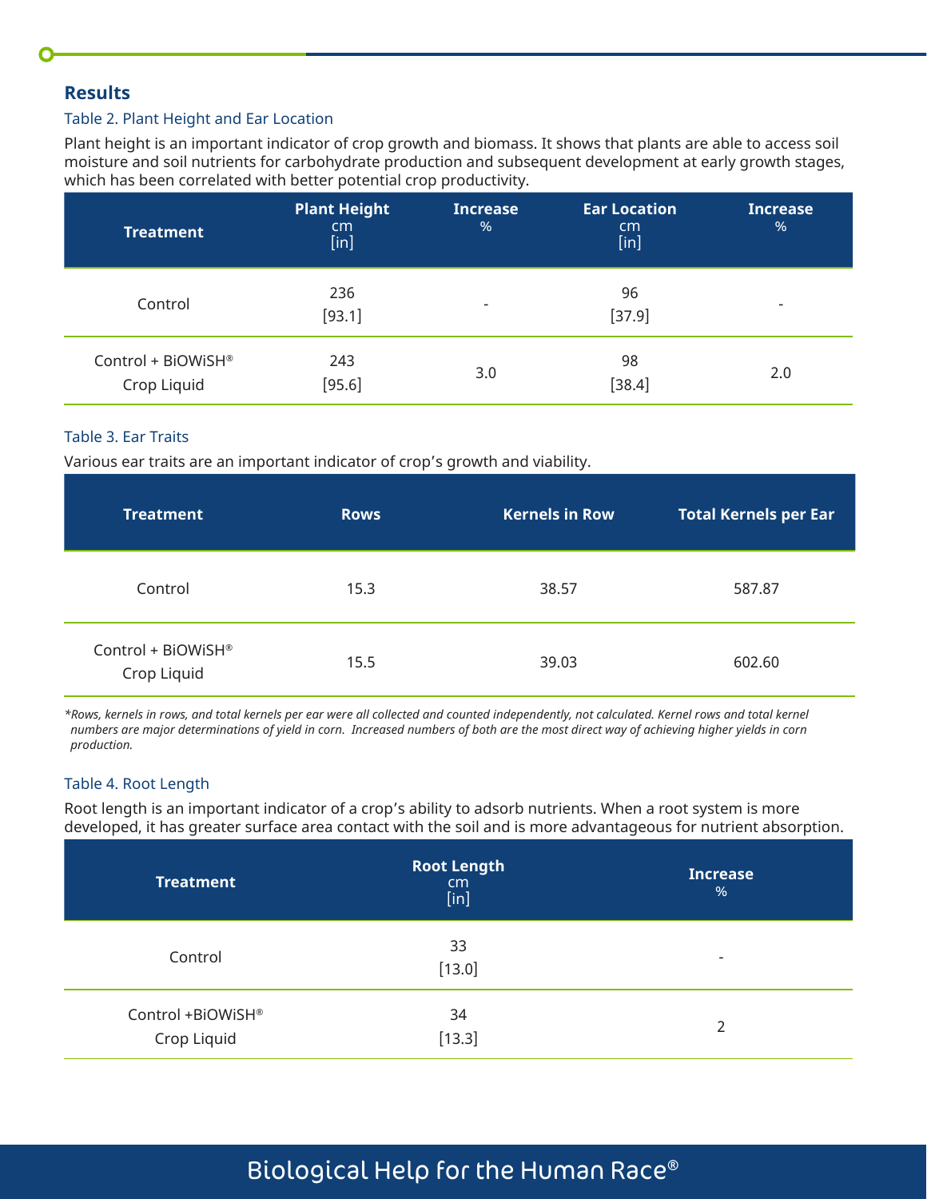## Results

### Table 2. Plant Height and Ear Location

Plant height is an important indicator of crop growth and biomass. It shows that plants are able to access soil moisture and soil nutrients for carbohydrate production and subsequent development at early growth stages, which has been correlated with better potential crop productivity.

| Treatment | Plant Height cm [in] | Increase % | Ear Location cm [in] | Increase % |
|---|---|---|---|---|
| Control | 236 [93.1] | - | 96 [37.9] | - |
| Control + BiOWiSH® Crop Liquid | 243 [95.6] | 3.0 | 98 [38.4] | 2.0 |

### Table 3. Ear Traits

Various ear traits are an important indicator of crop's growth and viability.

| Treatment | Rows | Kernels in Row | Total Kernels per Ear |
|---|---|---|---|
| Control | 15.3 | 38.57 | 587.87 |
| Control + BiOWiSH® Crop Liquid | 15.5 | 39.03 | 602.60 |

*\*Rows, kernels in rows, and total kernels per ear were all collected and counted independently, not calculated. Kernel rows and total kernel numbers are major determinations of yield in corn. Increased numbers of both are the most direct way of achieving higher yields in corn production.*

### Table 4. Root Length

Root length is an important indicator of a crop's ability to adsorb nutrients. When a root system is more developed, it has greater surface area contact with the soil and is more advantageous for nutrient absorption.

| Treatment | Root Length cm [in] | Increase % |
|---|---|---|
| Control | 33 [13.0] | - |
| Control +BiOWiSH® Crop Liquid | 34 [13.3] | 2 |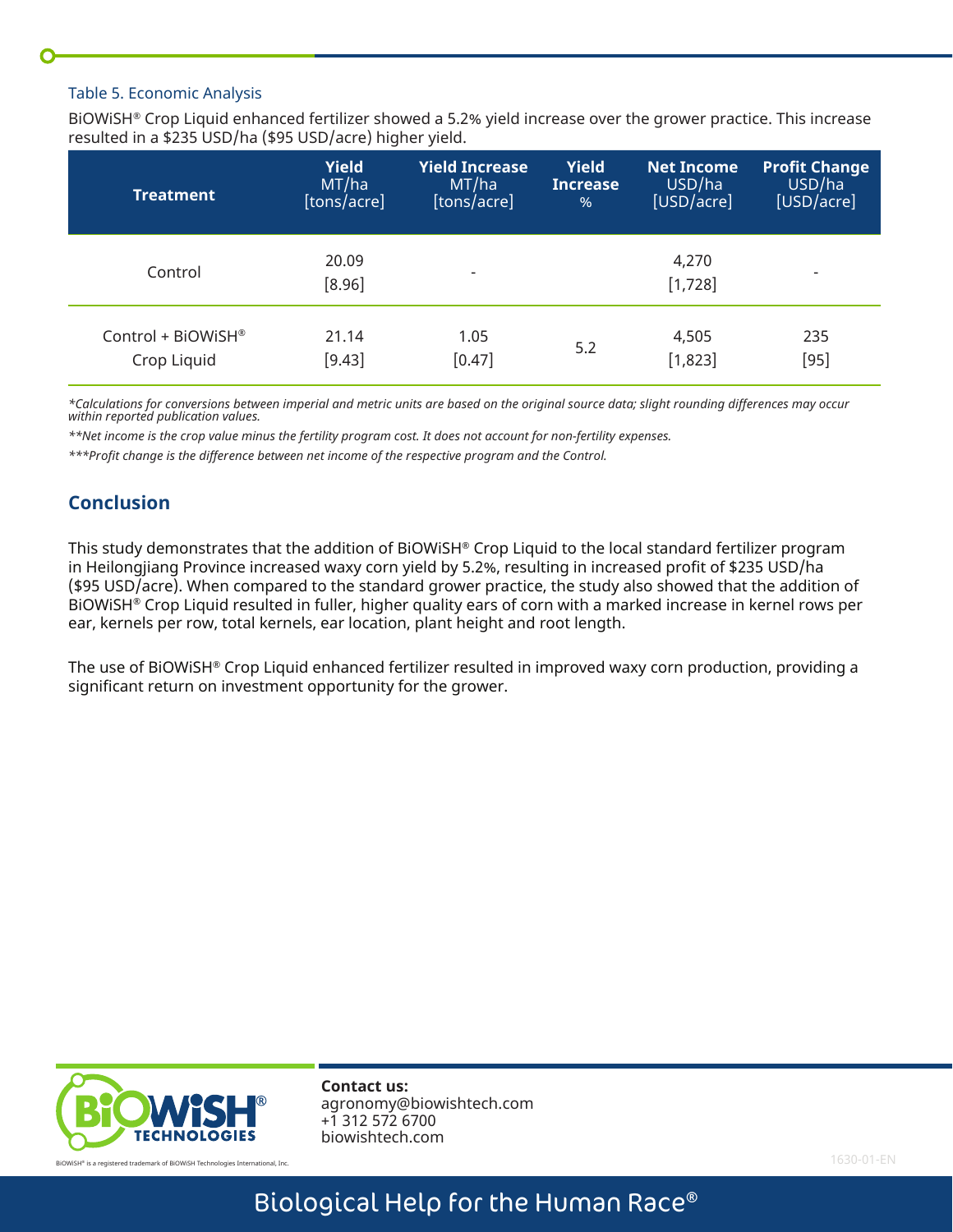Table 5. Economic Analysis

BiOWiSH® Crop Liquid enhanced fertilizer showed a 5.2% yield increase over the grower practice. This increase resulted in a $235 USD/ha ($95 USD/acre) higher yield.

| Treatment | Yield MT/ha [tons/acre] | Yield Increase MT/ha [tons/acre] | Yield Increase % | Net Income USD/ha [USD/acre] | Profit Change USD/ha [USD/acre] |
|---|---|---|---|---|---|
| Control | 20.09 [8.96] | - | | 4,270 [1,728] | - |
| Control + BiOWiSH® Crop Liquid | 21.14 [9.43] | 1.05 [0.47] | 5.2 | 4,505 [1,823] | 235 [95] |

*\*Calculations for conversions between imperial and metric units are based on the original source data; slight rounding differences may occur within reported publication values.*

*\*\*Net income is the crop value minus the fertility program cost. It does not account for non-fertility expenses.*

*\*\*\*Profit change is the difference between net income of the respective program and the Control.*

## Conclusion

This study demonstrates that the addition of BiOWiSH® Crop Liquid to the local standard fertilizer program in Heilongjiang Province increased waxy corn yield by 5.2%, resulting in increased profit of $235 USD/ha ($95 USD/acre). When compared to the standard grower practice, the study also showed that the addition of BiOWiSH® Crop Liquid resulted in fuller, higher quality ears of corn with a marked increase in kernel rows per ear, kernels per row, total kernels, ear location, plant height and root length.

The use of BiOWiSH® Crop Liquid enhanced fertilizer resulted in improved waxy corn production, providing a significant return on investment opportunity for the grower.

BiOWiSH® TECHNOLOGIES

BiOWiSH® is a registered trademark of BiOWiSH Technologies International, Inc.

**Contact us:**
agronomy@biowishtech.com
+1 312 572 6700
biowishtech.com

1630-01-EN

Biological Help for the Human Race®